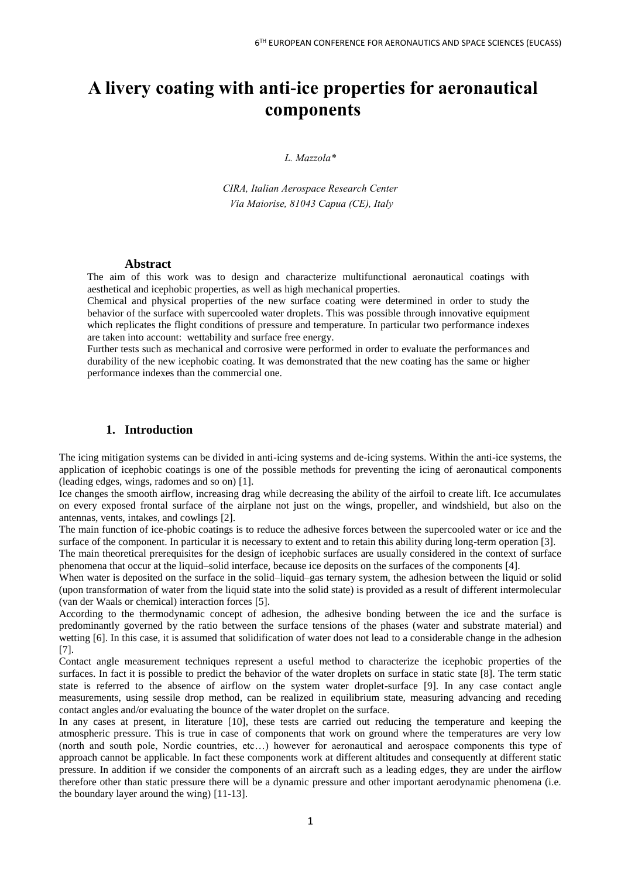# A livery coating with anti-ice properties for aeronautical components

*L. Mazzola\**

*CIRA, Italian Aerospace Research Center*
*Via Maiorise, 81043 Capua (CE), Italy*

## Abstract

The aim of this work was to design and characterize multifunctional aeronautical coatings with aesthetical and icephobic properties, as well as high mechanical properties.

Chemical and physical properties of the new surface coating were determined in order to study the behavior of the surface with supercooled water droplets. This was possible through innovative equipment which replicates the flight conditions of pressure and temperature. In particular two performance indexes are taken into account: wettability and surface free energy.

Further tests such as mechanical and corrosive were performed in order to evaluate the performances and durability of the new icephobic coating. It was demonstrated that the new coating has the same or higher performance indexes than the commercial one.

## 1. Introduction

The icing mitigation systems can be divided in anti-icing systems and de-icing systems. Within the anti-ice systems, the application of icephobic coatings is one of the possible methods for preventing the icing of aeronautical components (leading edges, wings, radomes and so on) [1].

Ice changes the smooth airflow, increasing drag while decreasing the ability of the airfoil to create lift. Ice accumulates on every exposed frontal surface of the airplane not just on the wings, propeller, and windshield, but also on the antennas, vents, intakes, and cowlings [2].

The main function of ice-phobic coatings is to reduce the adhesive forces between the supercooled water or ice and the surface of the component. In particular it is necessary to extent and to retain this ability during long-term operation [3].

The main theoretical prerequisites for the design of icephobic surfaces are usually considered in the context of surface phenomena that occur at the liquid–solid interface, because ice deposits on the surfaces of the components [4].

When water is deposited on the surface in the solid–liquid–gas ternary system, the adhesion between the liquid or solid (upon transformation of water from the liquid state into the solid state) is provided as a result of different intermolecular (van der Waals or chemical) interaction forces [5].

According to the thermodynamic concept of adhesion, the adhesive bonding between the ice and the surface is predominantly governed by the ratio between the surface tensions of the phases (water and substrate material) and wetting [6]. In this case, it is assumed that solidification of water does not lead to a considerable change in the adhesion [7].

Contact angle measurement techniques represent a useful method to characterize the icephobic properties of the surfaces. In fact it is possible to predict the behavior of the water droplets on surface in static state [8]. The term static state is referred to the absence of airflow on the system water droplet-surface [9]. In any case contact angle measurements, using sessile drop method, can be realized in equilibrium state, measuring advancing and receding contact angles and/or evaluating the bounce of the water droplet on the surface.

In any cases at present, in literature [10], these tests are carried out reducing the temperature and keeping the atmospheric pressure. This is true in case of components that work on ground where the temperatures are very low (north and south pole, Nordic countries, etc…) however for aeronautical and aerospace components this type of approach cannot be applicable. In fact these components work at different altitudes and consequently at different static pressure. In addition if we consider the components of an aircraft such as a leading edges, they are under the airflow therefore other than static pressure there will be a dynamic pressure and other important aerodynamic phenomena (i.e. the boundary layer around the wing) [11-13].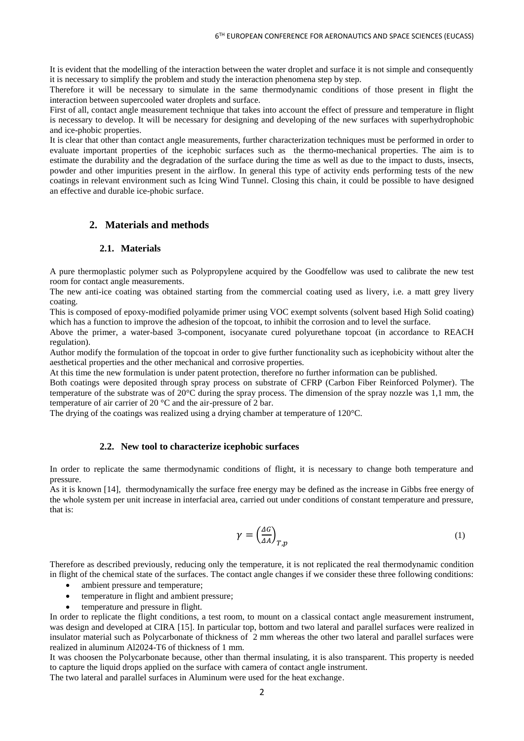It is evident that the modelling of the interaction between the water droplet and surface it is not simple and consequently it is necessary to simplify the problem and study the interaction phenomena step by step.

Therefore it will be necessary to simulate in the same thermodynamic conditions of those present in flight the interaction between supercooled water droplets and surface.

First of all, contact angle measurement technique that takes into account the effect of pressure and temperature in flight is necessary to develop. It will be necessary for designing and developing of the new surfaces with superhydrophobic and ice-phobic properties.

It is clear that other than contact angle measurements, further characterization techniques must be performed in order to evaluate important properties of the icephobic surfaces such as the thermo-mechanical properties. The aim is to estimate the durability and the degradation of the surface during the time as well as due to the impact to dusts, insects, powder and other impurities present in the airflow. In general this type of activity ends performing tests of the new coatings in relevant environment such as Icing Wind Tunnel. Closing this chain, it could be possible to have designed an effective and durable ice-phobic surface.

## 2. Materials and methods

### 2.1. Materials

A pure thermoplastic polymer such as Polypropylene acquired by the Goodfellow was used to calibrate the new test room for contact angle measurements.

The new anti-ice coating was obtained starting from the commercial coating used as livery, i.e. a matt grey livery coating.

This is composed of epoxy-modified polyamide primer using VOC exempt solvents (solvent based High Solid coating) which has a function to improve the adhesion of the topcoat, to inhibit the corrosion and to level the surface.

Above the primer, a water-based 3-component, isocyanate cured polyurethane topcoat (in accordance to REACH regulation).

Author modify the formulation of the topcoat in order to give further functionality such as icephobicity without alter the aesthetical properties and the other mechanical and corrosive properties.

At this time the new formulation is under patent protection, therefore no further information can be published.

Both coatings were deposited through spray process on substrate of CFRP (Carbon Fiber Reinforced Polymer). The temperature of the substrate was of 20°C during the spray process. The dimension of the spray nozzle was 1,1 mm, the temperature of air carrier of 20 °C and the air-pressure of 2 bar.

The drying of the coatings was realized using a drying chamber at temperature of 120°C.

### 2.2. New tool to characterize icephobic surfaces

In order to replicate the same thermodynamic conditions of flight, it is necessary to change both temperature and pressure.

As it is known [14], thermodynamically the surface free energy may be defined as the increase in Gibbs free energy of the whole system per unit increase in interfacial area, carried out under conditions of constant temperature and pressure, that is:

$$\gamma = \left(\frac{\Delta G}{\Delta A}\right)_{T,p} \tag{1}$$

Therefore as described previously, reducing only the temperature, it is not replicated the real thermodynamic condition in flight of the chemical state of the surfaces. The contact angle changes if we consider these three following conditions:

- ambient pressure and temperature;
- temperature in flight and ambient pressure;
- temperature and pressure in flight.

In order to replicate the flight conditions, a test room, to mount on a classical contact angle measurement instrument, was design and developed at CIRA [15]. In particular top, bottom and two lateral and parallel surfaces were realized in insulator material such as Polycarbonate of thickness of 2 mm whereas the other two lateral and parallel surfaces were realized in aluminum Al2024-T6 of thickness of 1 mm.

It was choosen the Polycarbonate because, other than thermal insulating, it is also transparent. This property is needed to capture the liquid drops applied on the surface with camera of contact angle instrument.

The two lateral and parallel surfaces in Aluminum were used for the heat exchange.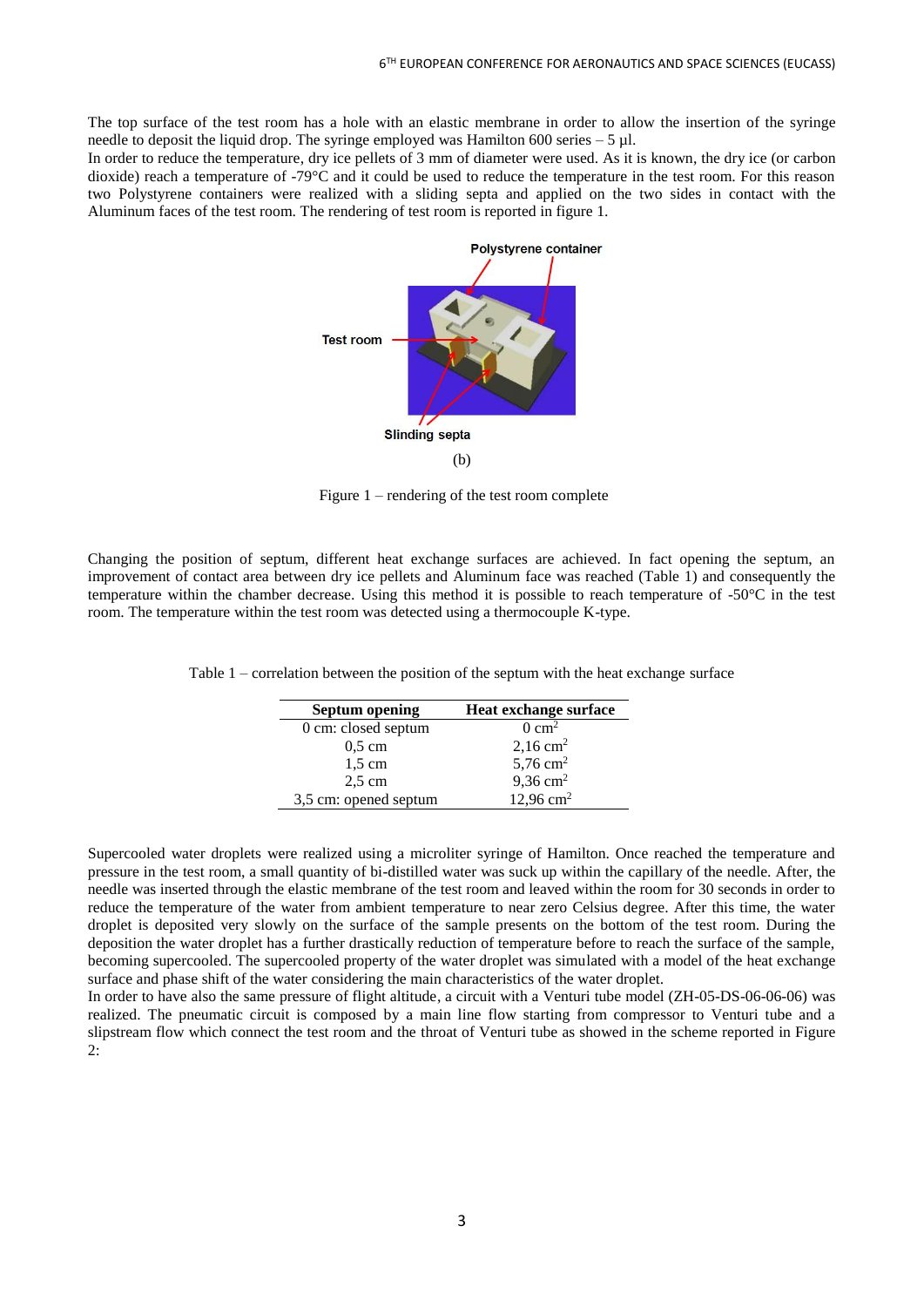The top surface of the test room has a hole with an elastic membrane in order to allow the insertion of the syringe needle to deposit the liquid drop. The syringe employed was Hamilton 600 series – 5 µl.
In order to reduce the temperature, dry ice pellets of 3 mm of diameter were used. As it is known, the dry ice (or carbon dioxide) reach a temperature of -79°C and it could be used to reduce the temperature in the test room. For this reason two Polystyrene containers were realized with a sliding septa and applied on the two sides in contact with the Aluminum faces of the test room. The rendering of test room is reported in figure 1.

Polystyrene container

Test room

Slinding septa

(b)

Figure 1 – rendering of the test room complete

Changing the position of septum, different heat exchange surfaces are achieved. In fact opening the septum, an improvement of contact area between dry ice pellets and Aluminum face was reached (Table 1) and consequently the temperature within the chamber decrease. Using this method it is possible to reach temperature of -50°C in the test room. The temperature within the test room was detected using a thermocouple K-type.

Table 1 – correlation between the position of the septum with the heat exchange surface

| Septum opening | Heat exchange surface |
|---|---|
| 0 cm: closed septum | 0 cm$^2$ |
| 0,5 cm | 2,16 cm$^2$ |
| 1,5 cm | 5,76 cm$^2$ |
| 2,5 cm | 9,36 cm$^2$ |
| 3,5 cm: opened septum | 12,96 cm$^2$ |

Supercooled water droplets were realized using a microliter syringe of Hamilton. Once reached the temperature and pressure in the test room, a small quantity of bi-distilled water was suck up within the capillary of the needle. After, the needle was inserted through the elastic membrane of the test room and leaved within the room for 30 seconds in order to reduce the temperature of the water from ambient temperature to near zero Celsius degree. After this time, the water droplet is deposited very slowly on the surface of the sample presents on the bottom of the test room. During the deposition the water droplet has a further drastically reduction of temperature before to reach the surface of the sample, becoming supercooled. The supercooled property of the water droplet was simulated with a model of the heat exchange surface and phase shift of the water considering the main characteristics of the water droplet.
In order to have also the same pressure of flight altitude, a circuit with a Venturi tube model (ZH-05-DS-06-06-06) was realized. The pneumatic circuit is composed by a main line flow starting from compressor to Venturi tube and a slipstream flow which connect the test room and the throat of Venturi tube as showed in the scheme reported in Figure 2: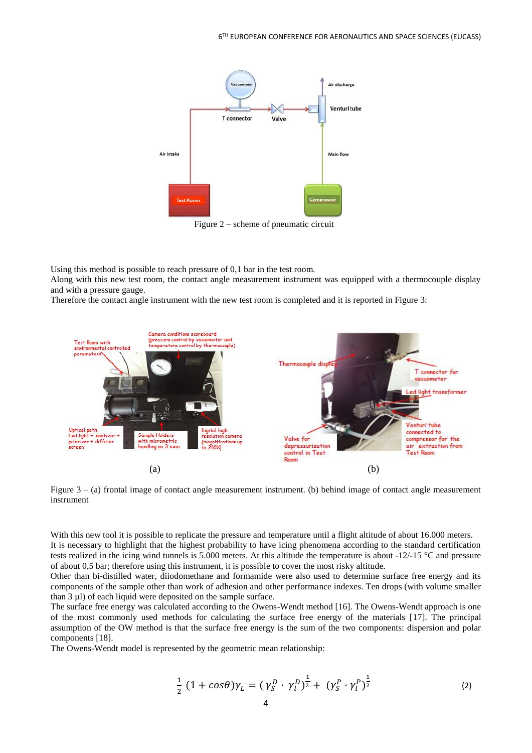Figure 2 – scheme of pneumatic circuit

Using this method is possible to reach pressure of 0,1 bar in the test room.
Along with this new test room, the contact angle measurement instrument was equipped with a thermocouple display and with a pressure gauge.
Therefore the contact angle instrument with the new test room is completed and it is reported in Figure 3:

(a) (b)

Figure 3 – (a) frontal image of contact angle measurement instrument. (b) behind image of contact angle measurement instrument

With this new tool it is possible to replicate the pressure and temperature until a flight altitude of about 16.000 meters.
It is necessary to highlight that the highest probability to have icing phenomena according to the standard certification tests realized in the icing wind tunnels is 5.000 meters. At this altitude the temperature is about -12/-15 °C and pressure of about 0,5 bar; therefore using this instrument, it is possible to cover the most risky altitude.
Other than bi-distilled water, diiodomethane and formamide were also used to determine surface free energy and its components of the sample other than work of adhesion and other performance indexes. Ten drops (with volume smaller than 3 µl) of each liquid were deposited on the sample surface.
The surface free energy was calculated according to the Owens-Wendt method [16]. The Owens-Wendt approach is one of the most commonly used methods for calculating the surface free energy of the materials [17]. The principal assumption of the OW method is that the surface free energy is the sum of the two components: dispersion and polar components [18].
The Owens-Wendt model is represented by the geometric mean relationship:

$$\frac{1}{2}\,(1 + cos\theta)\gamma_L = (\gamma_S^D \cdot \gamma_l^D)^{\frac{1}{2}} + (\gamma_S^P \cdot \gamma_l^P)^{\frac{1}{2}} \tag{2}$$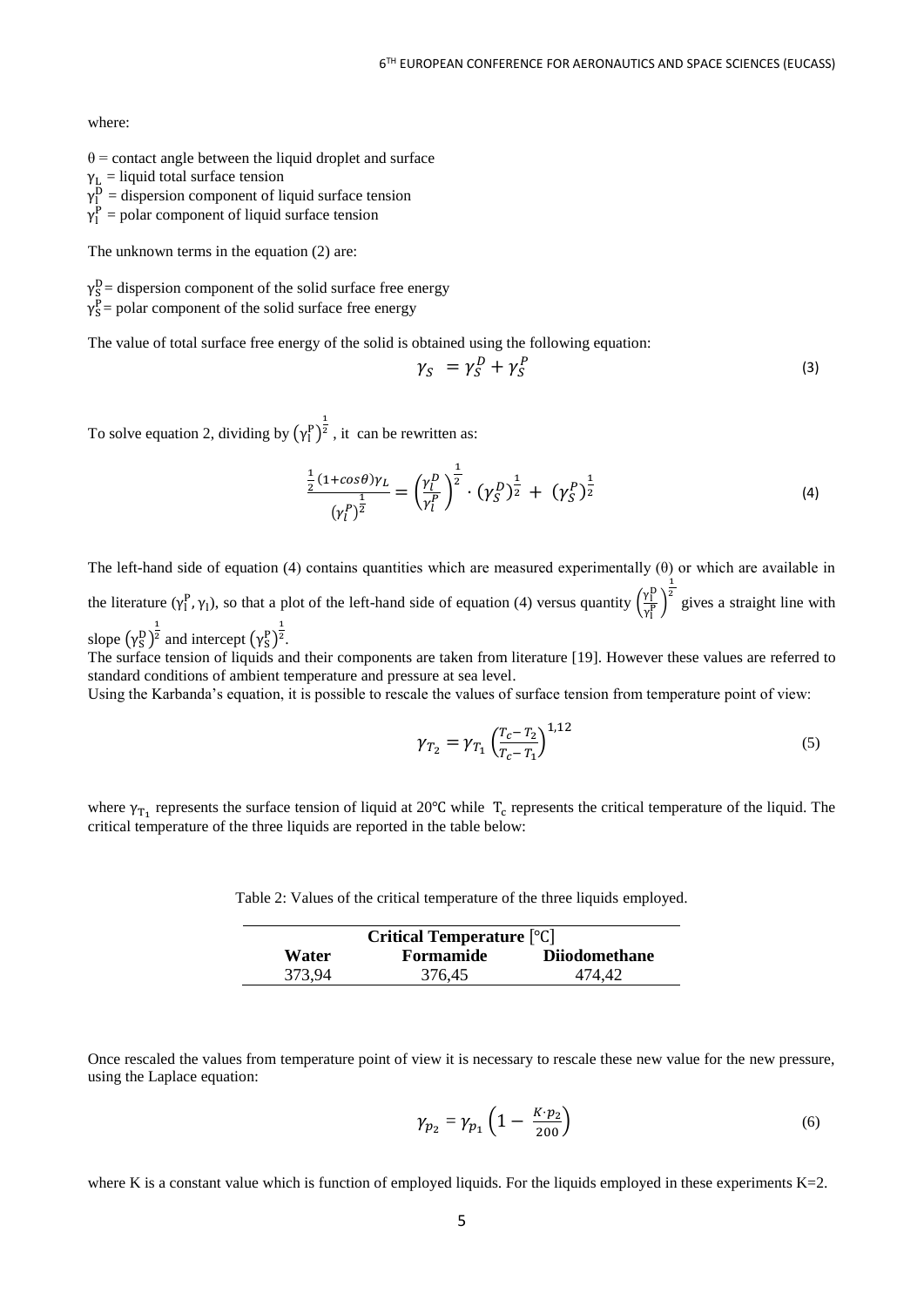where:

$\theta$ = contact angle between the liquid droplet and surface
$\gamma_L$ = liquid total surface tension
$\gamma_l^D$ = dispersion component of liquid surface tension
$\gamma_l^P$ = polar component of liquid surface tension

The unknown terms in the equation (2) are:

$\gamma_S^D$ = dispersion component of the solid surface free energy
$\gamma_S^P$ = polar component of the solid surface free energy

The value of total surface free energy of the solid is obtained using the following equation:

$$\gamma_S = \gamma_S^D + \gamma_S^P \tag{3}$$

To solve equation 2, dividing by $\left(\gamma_l^P\right)^{\frac{1}{2}}$ , it can be rewritten as:

$$\frac{\frac{1}{2}(1+\cos\theta)\gamma_L}{\left(\gamma_l^P\right)^{\frac{1}{2}}} = \left(\frac{\gamma_l^D}{\gamma_l^P}\right)^{\frac{1}{2}} \cdot \left(\gamma_S^D\right)^{\frac{1}{2}} + \left(\gamma_S^P\right)^{\frac{1}{2}} \tag{4}$$

The left-hand side of equation (4) contains quantities which are measured experimentally ($\theta$) or which are available in the literature ($\gamma_l^P, \gamma_l$), so that a plot of the left-hand side of equation (4) versus quantity $\left(\frac{\gamma_l^D}{\gamma_l^P}\right)^{\frac{1}{2}}$ gives a straight line with slope $\left(\gamma_S^D\right)^{\frac{1}{2}}$ and intercept $\left(\gamma_S^P\right)^{\frac{1}{2}}$.
The surface tension of liquids and their components are taken from literature [19]. However these values are referred to standard conditions of ambient temperature and pressure at sea level.
Using the Karbanda's equation, it is possible to rescale the values of surface tension from temperature point of view:

$$\gamma_{T_2} = \gamma_{T_1}\left(\frac{T_c - T_2}{T_c - T_1}\right)^{1,12} \tag{5}$$

where $\gamma_{T_1}$ represents the surface tension of liquid at 20°C while $T_c$ represents the critical temperature of the liquid. The critical temperature of the three liquids are reported in the table below:

Table 2: Values of the critical temperature of the three liquids employed.

| **Critical Temperature** [°C] | | |
|---|---|---|
| **Water** | **Formamide** | **Diiodomethane** |
| 373,94 | 376,45 | 474,42 |

Once rescaled the values from temperature point of view it is necessary to rescale these new value for the new pressure, using the Laplace equation:

$$\gamma_{p_2} = \gamma_{p_1}\left(1 - \frac{K \cdot p_2}{200}\right) \tag{6}$$

where K is a constant value which is function of employed liquids. For the liquids employed in these experiments K=2.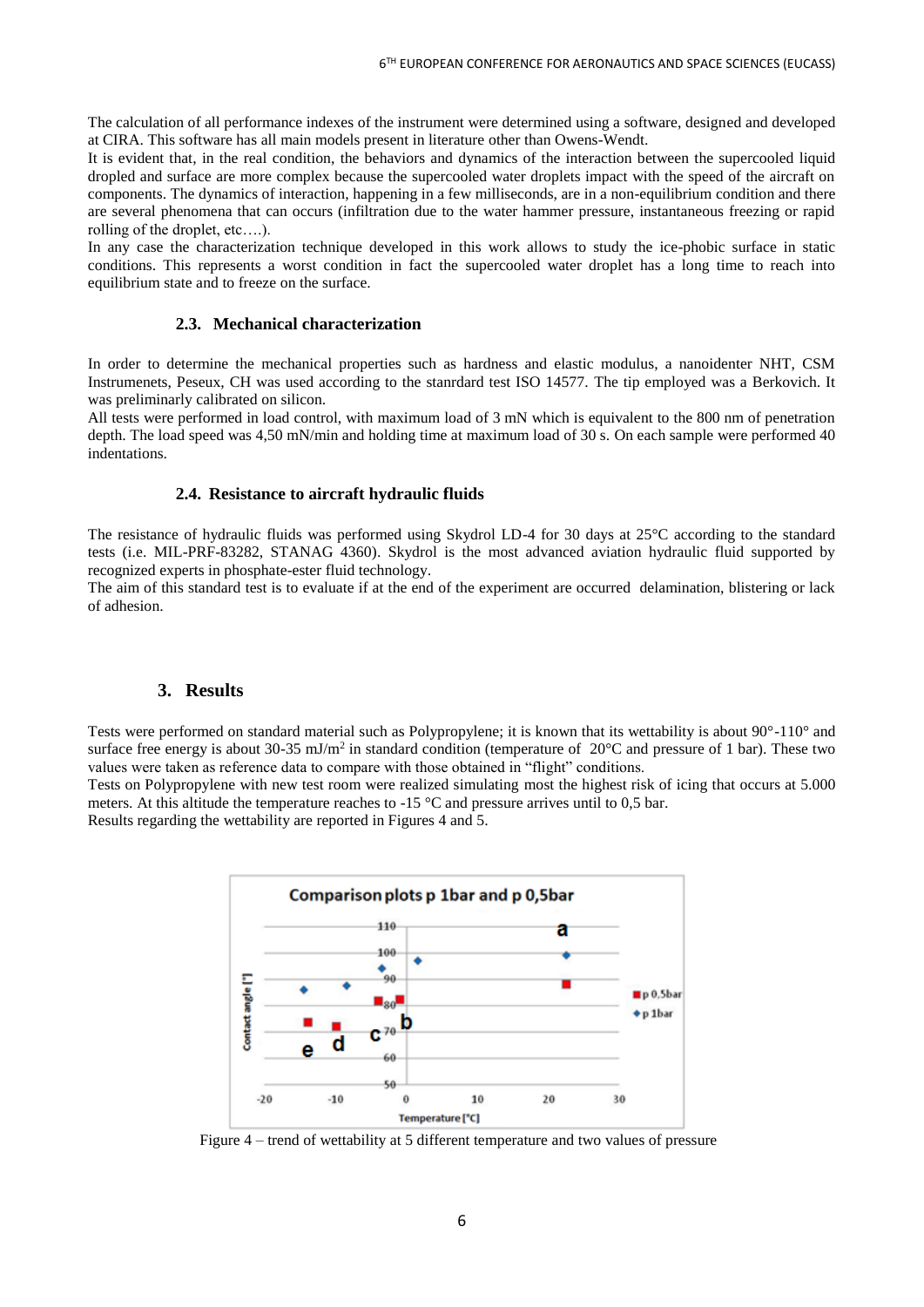The calculation of all performance indexes of the instrument were determined using a software, designed and developed at CIRA. This software has all main models present in literature other than Owens-Wendt.

It is evident that, in the real condition, the behaviors and dynamics of the interaction between the supercooled liquid dropled and surface are more complex because the supercooled water droplets impact with the speed of the aircraft on components. The dynamics of interaction, happening in a few milliseconds, are in a non-equilibrium condition and there are several phenomena that can occurs (infiltration due to the water hammer pressure, instantaneous freezing or rapid rolling of the droplet, etc….).

In any case the characterization technique developed in this work allows to study the ice-phobic surface in static conditions. This represents a worst condition in fact the supercooled water droplet has a long time to reach into equilibrium state and to freeze on the surface.

### 2.3. Mechanical characterization

In order to determine the mechanical properties such as hardness and elastic modulus, a nanoidenter NHT, CSM Instrumenets, Peseux, CH was used according to the stanrdard test ISO 14577. The tip employed was a Berkovich. It was preliminarly calibrated on silicon.

All tests were performed in load control, with maximum load of 3 mN which is equivalent to the 800 nm of penetration depth. The load speed was 4,50 mN/min and holding time at maximum load of 30 s. On each sample were performed 40 indentations.

### 2.4. Resistance to aircraft hydraulic fluids

The resistance of hydraulic fluids was performed using Skydrol LD-4 for 30 days at 25°C according to the standard tests (i.e. MIL-PRF-83282, STANAG 4360). Skydrol is the most advanced aviation hydraulic fluid supported by recognized experts in phosphate-ester fluid technology.

The aim of this standard test is to evaluate if at the end of the experiment are occurred delamination, blistering or lack of adhesion.

## 3. Results

Tests were performed on standard material such as Polypropylene; it is known that its wettability is about 90°-110° and surface free energy is about 30-35 mJ/m$^2$ in standard condition (temperature of 20°C and pressure of 1 bar). These two values were taken as reference data to compare with those obtained in "flight" conditions.

Tests on Polypropylene with new test room were realized simulating most the highest risk of icing that occurs at 5.000 meters. At this altitude the temperature reaches to -15 °C and pressure arrives until to 0,5 bar.

Results regarding the wettability are reported in Figures 4 and 5.

Figure 4 – trend of wettability at 5 different temperature and two values of pressure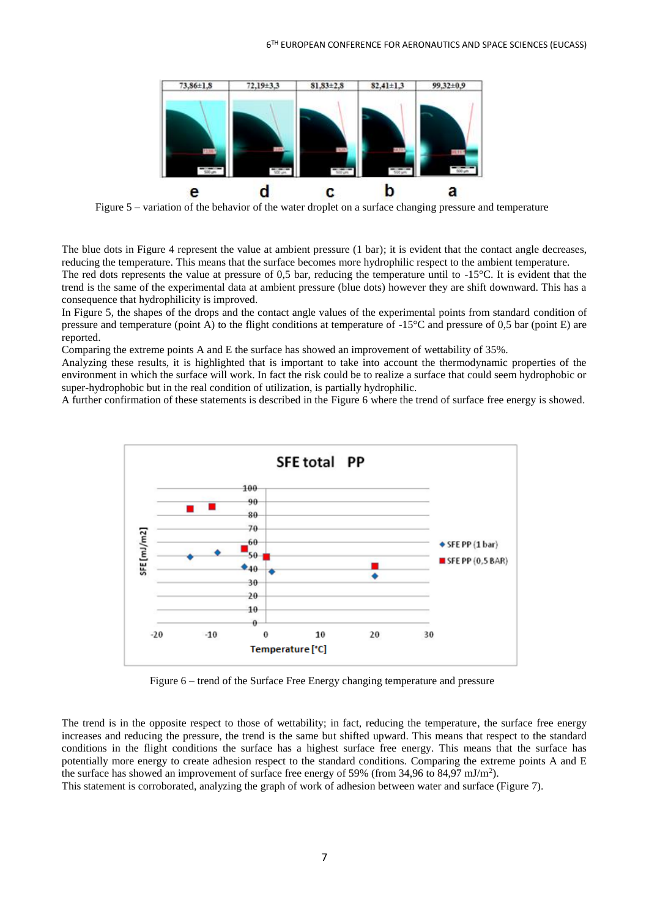Figure 5 – variation of the behavior of the water droplet on a surface changing pressure and temperature

The blue dots in Figure 4 represent the value at ambient pressure (1 bar); it is evident that the contact angle decreases, reducing the temperature. This means that the surface becomes more hydrophilic respect to the ambient temperature.
The red dots represents the value at pressure of 0,5 bar, reducing the temperature until to -15°C. It is evident that the trend is the same of the experimental data at ambient pressure (blue dots) however they are shift downward. This has a consequence that hydrophilicity is improved.
In Figure 5, the shapes of the drops and the contact angle values of the experimental points from standard condition of pressure and temperature (point A) to the flight conditions at temperature of -15°C and pressure of 0,5 bar (point E) are reported.
Comparing the extreme points A and E the surface has showed an improvement of wettability of 35%.
Analyzing these results, it is highlighted that is important to take into account the thermodynamic properties of the environment in which the surface will work. In fact the risk could be to realize a surface that could seem hydrophobic or super-hydrophobic but in the real condition of utilization, is partially hydrophilic.
A further confirmation of these statements is described in the Figure 6 where the trend of surface free energy is showed.

Figure 6 – trend of the Surface Free Energy changing temperature and pressure

The trend is in the opposite respect to those of wettability; in fact, reducing the temperature, the surface free energy increases and reducing the pressure, the trend is the same but shifted upward. This means that respect to the standard conditions in the flight conditions the surface has a highest surface free energy. This means that the surface has potentially more energy to create adhesion respect to the standard conditions. Comparing the extreme points A and E the surface has showed an improvement of surface free energy of 59% (from 34,96 to 84,97 mJ/m$^2$).
This statement is corroborated, analyzing the graph of work of adhesion between water and surface (Figure 7).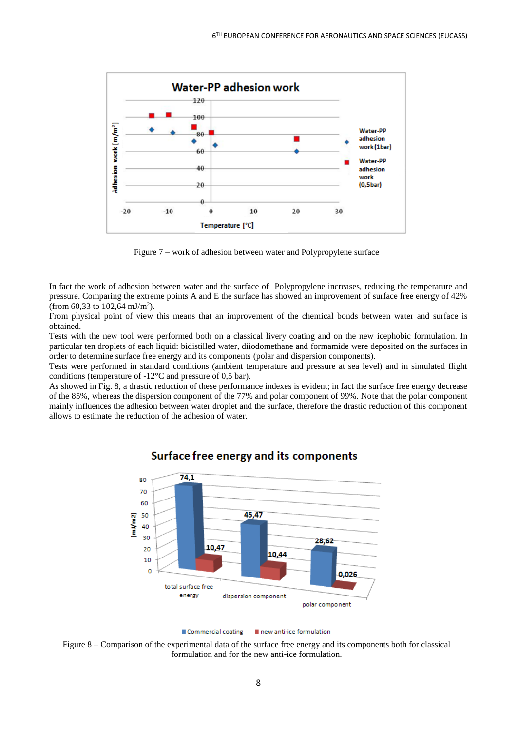Figure 7 – work of adhesion between water and Polypropylene surface

In fact the work of adhesion between water and the surface of Polypropylene increases, reducing the temperature and pressure. Comparing the extreme points A and E the surface has showed an improvement of surface free energy of 42% (from 60,33 to 102,64 mJ/m$^2$).

From physical point of view this means that an improvement of the chemical bonds between water and surface is obtained.

Tests with the new tool were performed both on a classical livery coating and on the new icephobic formulation. In particular ten droplets of each liquid: bidistilled water, diiodomethane and formamide were deposited on the surfaces in order to determine surface free energy and its components (polar and dispersion components).

Tests were performed in standard conditions (ambient temperature and pressure at sea level) and in simulated flight conditions (temperature of -12°C and pressure of 0,5 bar).

As showed in Fig. 8, a drastic reduction of these performance indexes is evident; in fact the surface free energy decrease of the 85%, whereas the dispersion component of the 77% and polar component of 99%. Note that the polar component mainly influences the adhesion between water droplet and the surface, therefore the drastic reduction of this component allows to estimate the reduction of the adhesion of water.

Figure 8 – Comparison of the experimental data of the surface free energy and its components both for classical formulation and for the new anti-ice formulation.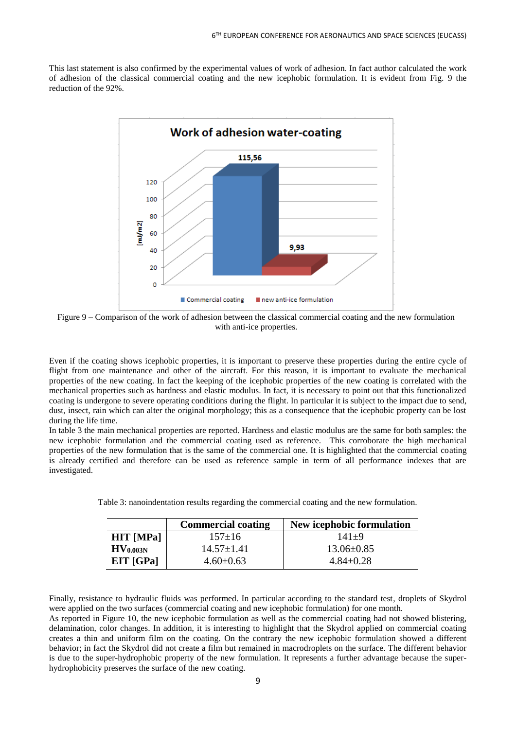This last statement is also confirmed by the experimental values of work of adhesion. In fact author calculated the work of adhesion of the classical commercial coating and the new icephobic formulation. It is evident from Fig. 9 the reduction of the 92%.

Figure 9 – Comparison of the work of adhesion between the classical commercial coating and the new formulation with anti-ice properties.

Even if the coating shows icephobic properties, it is important to preserve these properties during the entire cycle of flight from one maintenance and other of the aircraft. For this reason, it is important to evaluate the mechanical properties of the new coating. In fact the keeping of the icephobic properties of the new coating is correlated with the mechanical properties such as hardness and elastic modulus. In fact, it is necessary to point out that this functionalized coating is undergone to severe operating conditions during the flight. In particular it is subject to the impact due to send, dust, insect, rain which can alter the original morphology; this as a consequence that the icephobic property can be lost during the life time.

In table 3 the main mechanical properties are reported. Hardness and elastic modulus are the same for both samples: the new icephobic formulation and the commercial coating used as reference. This corroborate the high mechanical properties of the new formulation that is the same of the commercial one. It is highlighted that the commercial coating is already certified and therefore can be used as reference sample in term of all performance indexes that are investigated.

Table 3: nanoindentation results regarding the commercial coating and the new formulation.

| | Commercial coating | New icephobic formulation |
|---|---|---|
| HIT [MPa] | 157±16 | 141±9 |
| $HV_{0.003N}$ | 14.57±1.41 | 13.06±0.85 |
| EIT [GPa] | 4.60±0.63 | 4.84±0.28 |

Finally, resistance to hydraulic fluids was performed. In particular according to the standard test, droplets of Skydrol were applied on the two surfaces (commercial coating and new icephobic formulation) for one month.

As reported in Figure 10, the new icephobic formulation as well as the commercial coating had not showed blistering, delamination, color changes. In addition, it is interesting to highlight that the Skydrol applied on commercial coating creates a thin and uniform film on the coating. On the contrary the new icephobic formulation showed a different behavior; in fact the Skydrol did not create a film but remained in macrodroplets on the surface. The different behavior is due to the super-hydrophobic property of the new formulation. It represents a further advantage because the super-hydrophobicity preserves the surface of the new coating.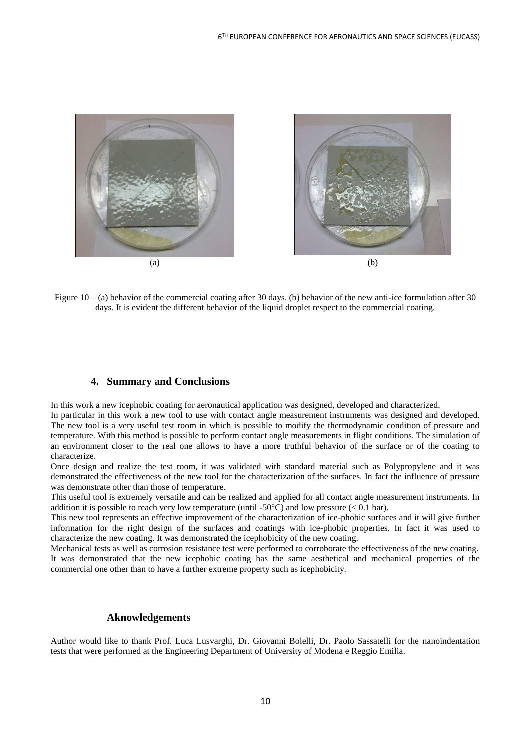(a)

(b)

Figure 10 – (a) behavior of the commercial coating after 30 days. (b) behavior of the new anti-ice formulation after 30 days. It is evident the different behavior of the liquid droplet respect to the commercial coating.

## 4. Summary and Conclusions

In this work a new icephobic coating for aeronautical application was designed, developed and characterized.

In particular in this work a new tool to use with contact angle measurement instruments was designed and developed. The new tool is a very useful test room in which is possible to modify the thermodynamic condition of pressure and temperature. With this method is possible to perform contact angle measurements in flight conditions. The simulation of an environment closer to the real one allows to have a more truthful behavior of the surface or of the coating to characterize.

Once design and realize the test room, it was validated with standard material such as Polypropylene and it was demonstrated the effectiveness of the new tool for the characterization of the surfaces. In fact the influence of pressure was demonstrate other than those of temperature.

This useful tool is extremely versatile and can be realized and applied for all contact angle measurement instruments. In addition it is possible to reach very low temperature (until -50°C) and low pressure (< 0.1 bar).

This new tool represents an effective improvement of the characterization of ice-phobic surfaces and it will give further information for the right design of the surfaces and coatings with ice-phobic properties. In fact it was used to characterize the new coating. It was demonstrated the icephobicity of the new coating.

Mechanical tests as well as corrosion resistance test were performed to corroborate the effectiveness of the new coating. It was demonstrated that the new icephobic coating has the same aesthetical and mechanical properties of the commercial one other than to have a further extreme property such as icephobicity.

## Aknowledgements

Author would like to thank Prof. Luca Lusvarghi, Dr. Giovanni Bolelli, Dr. Paolo Sassatelli for the nanoindentation tests that were performed at the Engineering Department of University of Modena e Reggio Emilia.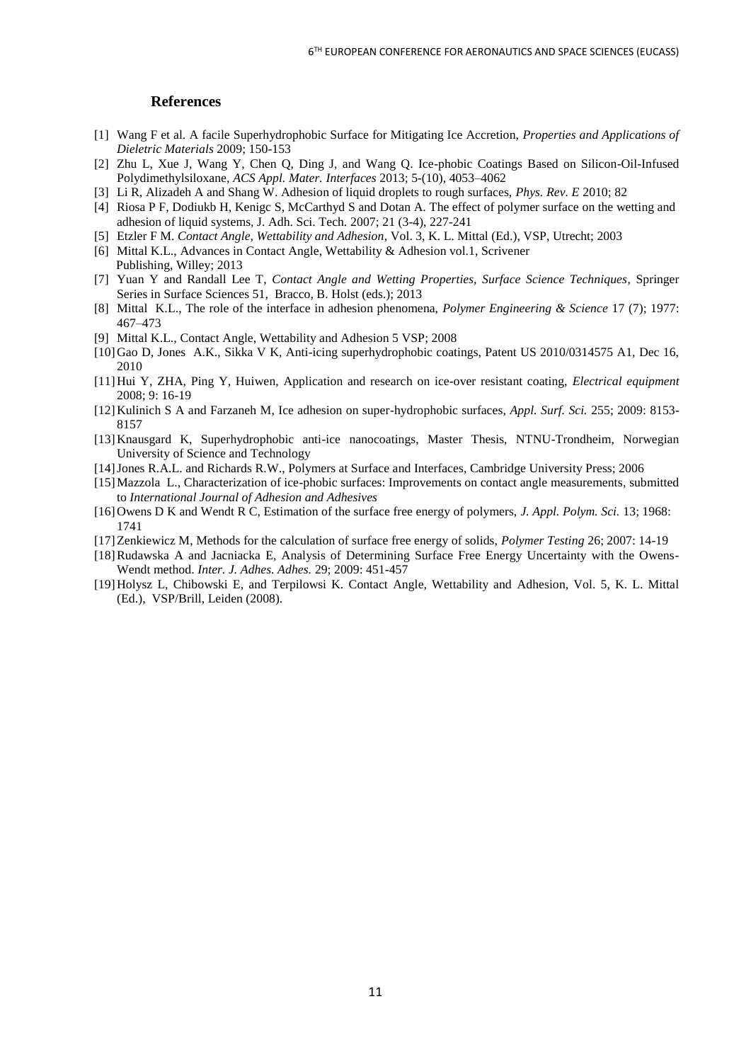## References

[1] Wang F et al. A facile Superhydrophobic Surface for Mitigating Ice Accretion, *Properties and Applications of Dieletric Materials* 2009; 150-153

[2] Zhu L, Xue J, Wang Y, Chen Q, Ding J, and Wang Q. Ice-phobic Coatings Based on Silicon-Oil-Infused Polydimethylsiloxane, *ACS Appl. Mater. Interfaces* 2013; 5-(10), 4053–4062

[3] Li R, Alizadeh A and Shang W. Adhesion of liquid droplets to rough surfaces, *Phys. Rev. E* 2010; 82

[4] Riosa P F, Dodiukb H, Kenigc S, McCarthyd S and Dotan A. The effect of polymer surface on the wetting and adhesion of liquid systems, J. Adh. Sci. Tech. 2007; 21 (3-4), 227-241

[5] Etzler F M. *Contact Angle, Wettability and Adhesion*, Vol. 3, K. L. Mittal (Ed.), VSP, Utrecht; 2003

[6] Mittal K.L., Advances in Contact Angle, Wettability & Adhesion vol.1, Scrivener Publishing, Willey; 2013

[7] Yuan Y and Randall Lee T, *Contact Angle and Wetting Properties, Surface Science Techniques*, Springer Series in Surface Sciences 51, Bracco, B. Holst (eds.); 2013

[8] Mittal K.L., The role of the interface in adhesion phenomena, *Polymer Engineering & Science* 17 (7); 1977: 467–473

[9] Mittal K.L., Contact Angle, Wettability and Adhesion 5 VSP; 2008

[10] Gao D, Jones A.K., Sikka V K, Anti-icing superhydrophobic coatings, Patent US 2010/0314575 A1, Dec 16, 2010

[11] Hui Y, ZHA, Ping Y, Huiwen, Application and research on ice-over resistant coating, *Electrical equipment* 2008; 9: 16-19

[12] Kulinich S A and Farzaneh M, Ice adhesion on super-hydrophobic surfaces, *Appl. Surf. Sci.* 255; 2009: 8153-8157

[13] Knausgard K, Superhydrophobic anti-ice nanocoatings, Master Thesis, NTNU-Trondheim, Norwegian University of Science and Technology

[14] Jones R.A.L. and Richards R.W., Polymers at Surface and Interfaces, Cambridge University Press; 2006

[15] Mazzola L., Characterization of ice-phobic surfaces: Improvements on contact angle measurements, submitted to *International Journal of Adhesion and Adhesives*

[16] Owens D K and Wendt R C, Estimation of the surface free energy of polymers, *J. Appl. Polym. Sci.* 13; 1968: 1741

[17] Zenkiewicz M, Methods for the calculation of surface free energy of solids, *Polymer Testing* 26; 2007: 14-19

[18] Rudawska A and Jacniacka E, Analysis of Determining Surface Free Energy Uncertainty with the Owens-Wendt method. *Inter. J. Adhes. Adhes.* 29; 2009: 451-457

[19] Holysz L, Chibowski E, and Terpilowsi K. Contact Angle, Wettability and Adhesion, Vol. 5, K. L. Mittal (Ed.), VSP/Brill, Leiden (2008).